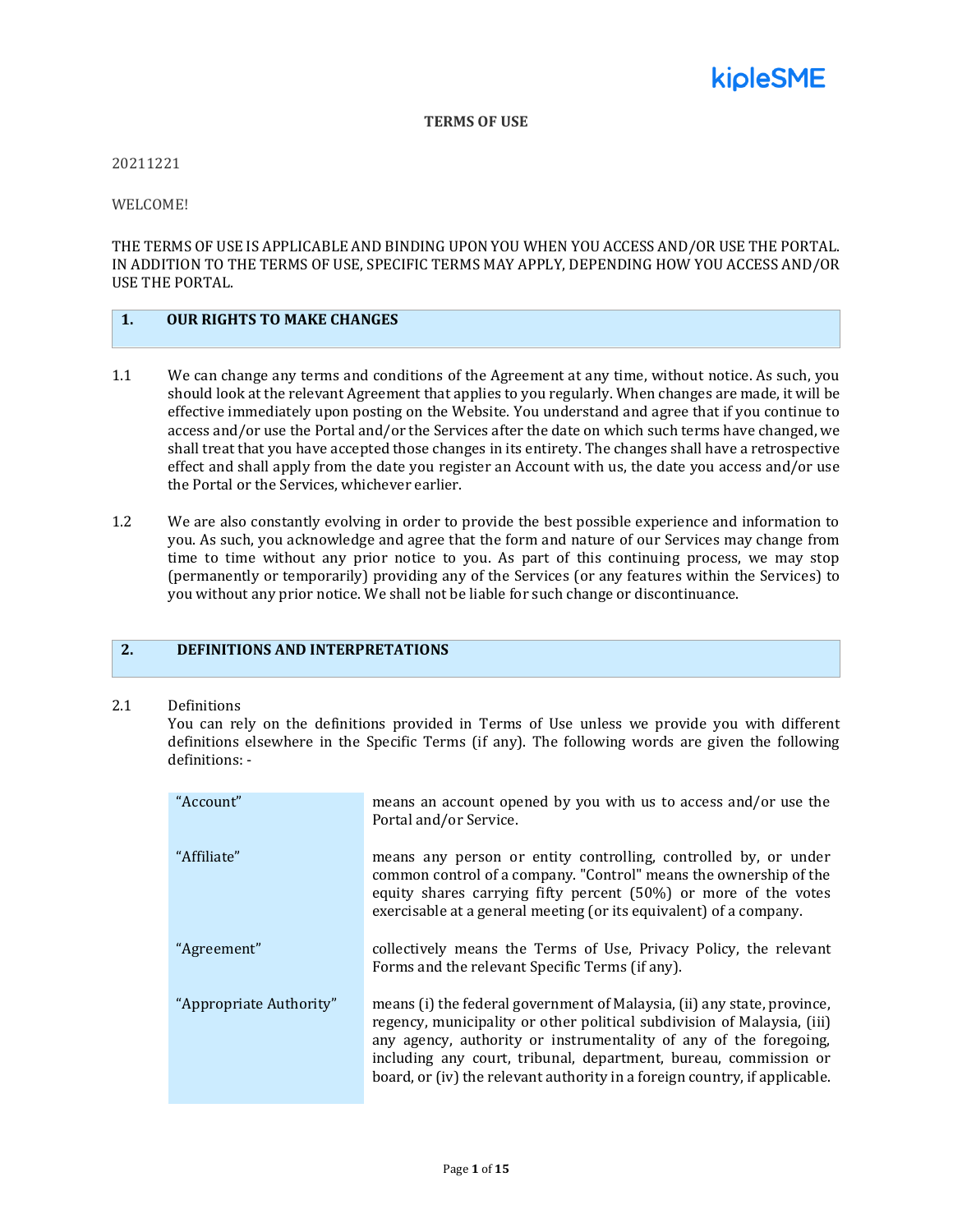kipleSME

# TERMS OF USE

20211221

WELCOME!

THE TERMS OF USE IS APPLICABLE AND BINDING UPON YOU WHEN YOU ACCESS AND/OR USE THE PORTAL. IN ADDITION TO THE TERMS OF USE, SPECIFIC TERMS MAY APPLY, DEPENDING HOW YOU ACCESS AND/OR USE THE PORTAL.

## 1. OUR RIGHTS TO MAKE CHANGES

1.1 We can change any terms and conditions of the Agreement at any time, without notice. As such, you should look at the relevant Agreement that applies to you regularly. When changes are made, it will be effective immediately upon posting on the Website. You understand and agree that if you continue to access and/or use the Portal and/or the Services after the date on which such terms have changed, we shall treat that you have accepted those changes in its entirety. The changes shall have a retrospective effect and shall apply from the date you register an Account with us, the date you access and/or use the Portal or the Services, whichever earlier.

1.2 We are also constantly evolving in order to provide the best possible experience and information to you. As such, you acknowledge and agree that the form and nature of our Services may change from time to time without any prior notice to you. As part of this continuing process, we may stop (permanently or temporarily) providing any of the Services (or any features within the Services) to you without any prior notice. We shall not be liable for such change or discontinuance.

## 2. DEFINITIONS AND INTERPRETATIONS

2.1 Definitions

You can rely on the definitions provided in Terms of Use unless we provide you with different definitions elsewhere in the Specific Terms (if any). The following words are given the following definitions: -

| Term | Definition |
|---|---|
| "Account" | means an account opened by you with us to access and/or use the Portal and/or Service. |
| "Affiliate" | means any person or entity controlling, controlled by, or under common control of a company. "Control" means the ownership of the equity shares carrying fifty percent (50%) or more of the votes exercisable at a general meeting (or its equivalent) of a company. |
| "Agreement" | collectively means the Terms of Use, Privacy Policy, the relevant Forms and the relevant Specific Terms (if any). |
| "Appropriate Authority" | means (i) the federal government of Malaysia, (ii) any state, province, regency, municipality or other political subdivision of Malaysia, (iii) any agency, authority or instrumentality of any of the foregoing, including any court, tribunal, department, bureau, commission or board, or (iv) the relevant authority in a foreign country, if applicable. |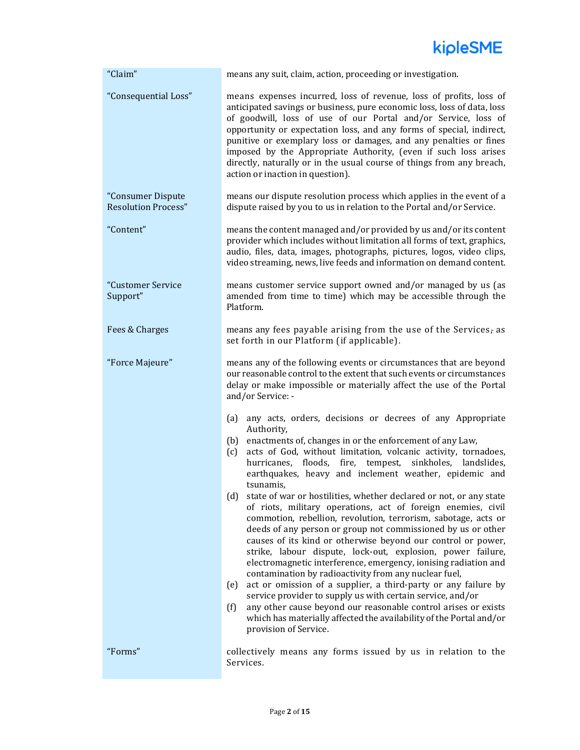| | |
|---|---|
| "Claim" | means any suit, claim, action, proceeding or investigation. |
| "Consequential Loss" | means expenses incurred, loss of revenue, loss of profits, loss of anticipated savings or business, pure economic loss, loss of data, loss of goodwill, loss of use of our Portal and/or Service, loss of opportunity or expectation loss, and any forms of special, indirect, punitive or exemplary loss or damages, and any penalties or fines imposed by the Appropriate Authority, (even if such loss arises directly, naturally or in the usual course of things from any breach, action or inaction in question). |
| "Consumer Dispute Resolution Process" | means our dispute resolution process which applies in the event of a dispute raised by you to us in relation to the Portal and/or Service. |
| "Content" | means the content managed and/or provided by us and/or its content provider which includes without limitation all forms of text, graphics, audio, files, data, images, photographs, pictures, logos, video clips, video streaming, news, live feeds and information on demand content. |
| "Customer Service Support" | means customer service support owned and/or managed by us (as amended from time to time) which may be accessible through the Platform. |
| Fees & Charges | means any fees payable arising from the use of the Services, as set forth in our Platform (if applicable). |
| "Force Majeure" | means any of the following events or circumstances that are beyond our reasonable control to the extent that such events or circumstances delay or make impossible or materially affect the use of the Portal and/or Service: -<br><br>(a) any acts, orders, decisions or decrees of any Appropriate Authority,<br>(b) enactments of, changes in or the enforcement of any Law,<br>(c) acts of God, without limitation, volcanic activity, tornadoes, hurricanes, floods, fire, tempest, sinkholes, landslides, earthquakes, heavy and inclement weather, epidemic and tsunamis,<br>(d) state of war or hostilities, whether declared or not, or any state of riots, military operations, act of foreign enemies, civil commotion, rebellion, revolution, terrorism, sabotage, acts or deeds of any person or group not commissioned by us or other causes of its kind or otherwise beyond our control or power, strike, labour dispute, lock-out, explosion, power failure, electromagnetic interference, emergency, ionising radiation and contamination by radioactivity from any nuclear fuel,<br>(e) act or omission of a supplier, a third-party or any failure by service provider to supply us with certain service, and/or<br>(f) any other cause beyond our reasonable control arises or exists which has materially affected the availability of the Portal and/or provision of Service. |
| "Forms" | collectively means any forms issued by us in relation to the Services. |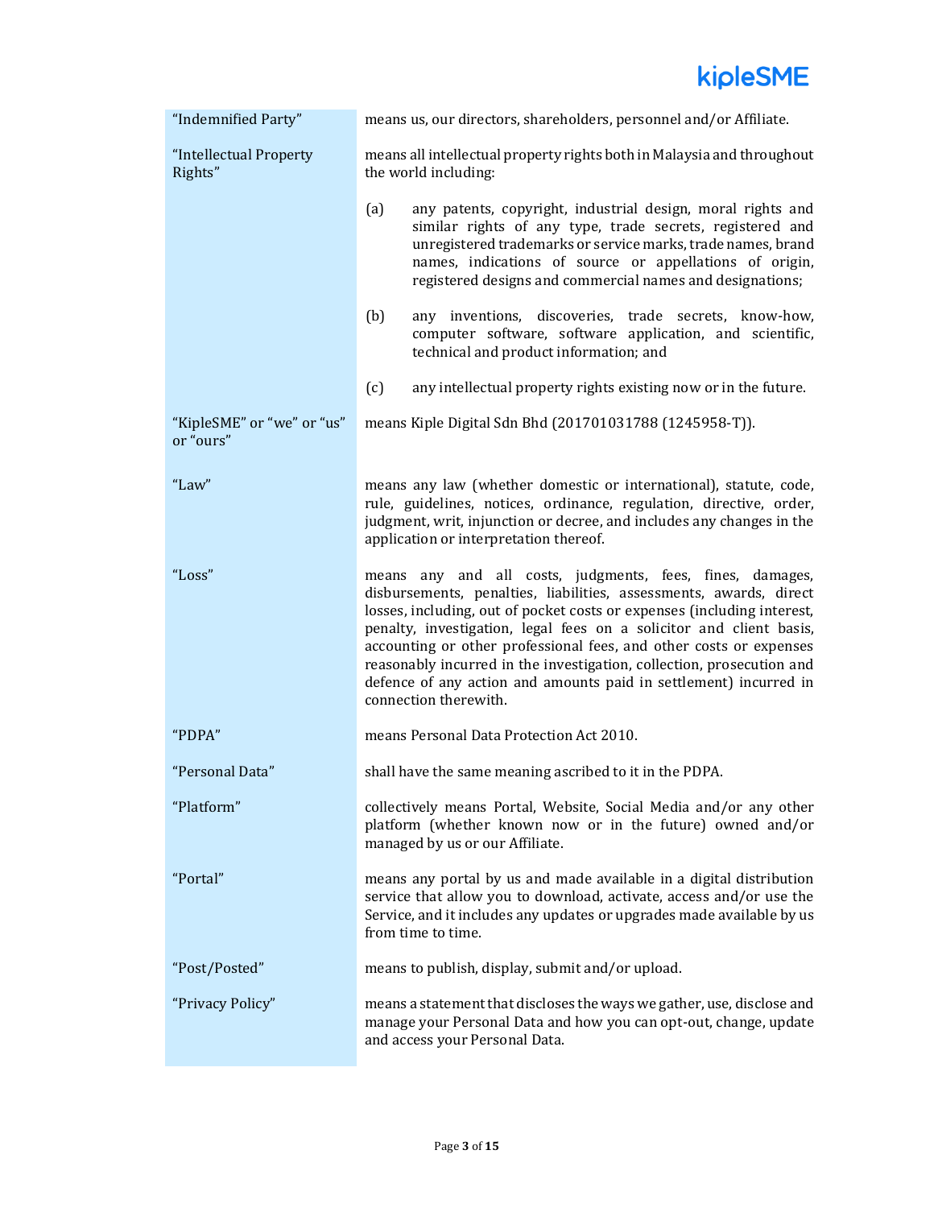| | |
|---|---|
| "Indemnified Party" | means us, our directors, shareholders, personnel and/or Affiliate. |
| "Intellectual Property Rights" | means all intellectual property rights both in Malaysia and throughout the world including:<br><br>(a) any patents, copyright, industrial design, moral rights and similar rights of any type, trade secrets, registered and unregistered trademarks or service marks, trade names, brand names, indications of source or appellations of origin, registered designs and commercial names and designations;<br><br>(b) any inventions, discoveries, trade secrets, know-how, computer software, software application, and scientific, technical and product information; and<br><br>(c) any intellectual property rights existing now or in the future. |
| "KipleSME" or "we" or "us" or "ours" | means Kiple Digital Sdn Bhd (201701031788 (1245958-T)). |
| "Law" | means any law (whether domestic or international), statute, code, rule, guidelines, notices, ordinance, regulation, directive, order, judgment, writ, injunction or decree, and includes any changes in the application or interpretation thereof. |
| "Loss" | means any and all costs, judgments, fees, fines, damages, disbursements, penalties, liabilities, assessments, awards, direct losses, including, out of pocket costs or expenses (including interest, penalty, investigation, legal fees on a solicitor and client basis, accounting or other professional fees, and other costs or expenses reasonably incurred in the investigation, collection, prosecution and defence of any action and amounts paid in settlement) incurred in connection therewith. |
| "PDPA" | means Personal Data Protection Act 2010. |
| "Personal Data" | shall have the same meaning ascribed to it in the PDPA. |
| "Platform" | collectively means Portal, Website, Social Media and/or any other platform (whether known now or in the future) owned and/or managed by us or our Affiliate. |
| "Portal" | means any portal by us and made available in a digital distribution service that allow you to download, activate, access and/or use the Service, and it includes any updates or upgrades made available by us from time to time. |
| "Post/Posted" | means to publish, display, submit and/or upload. |
| "Privacy Policy" | means a statement that discloses the ways we gather, use, disclose and manage your Personal Data and how you can opt-out, change, update and access your Personal Data. |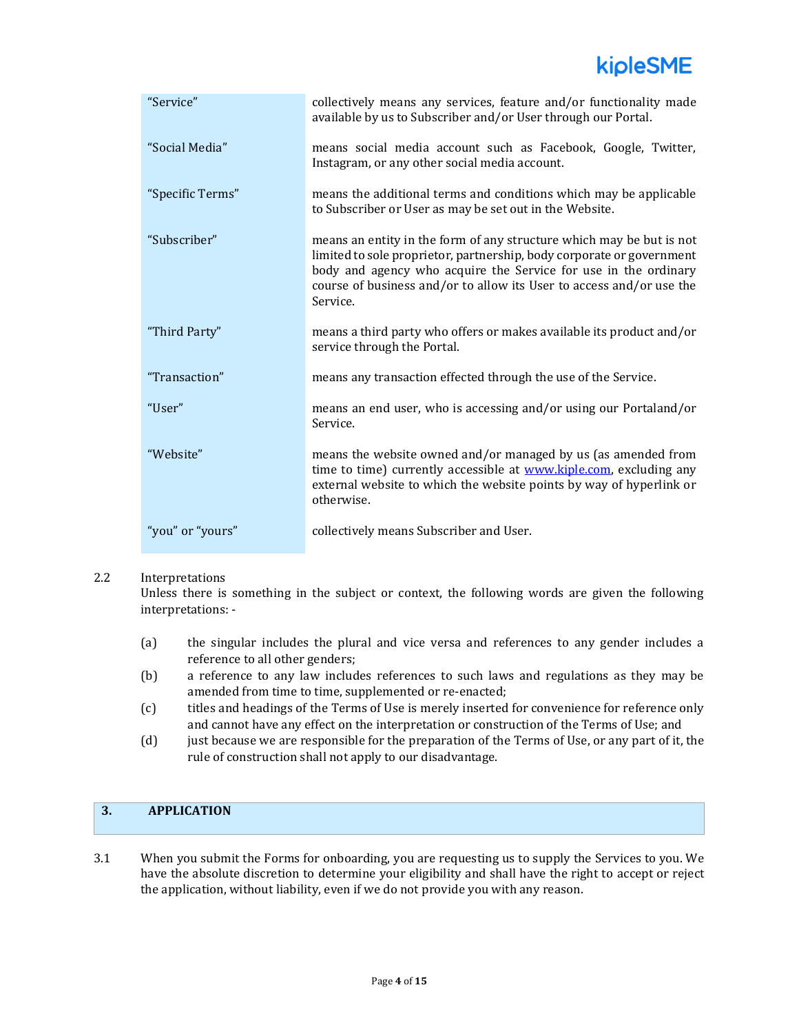| | |
|---|---|
| "Service" | collectively means any services, feature and/or functionality made available by us to Subscriber and/or User through our Portal. |
| "Social Media" | means social media account such as Facebook, Google, Twitter, Instagram, or any other social media account. |
| "Specific Terms" | means the additional terms and conditions which may be applicable to Subscriber or User as may be set out in the Website. |
| "Subscriber" | means an entity in the form of any structure which may be but is not limited to sole proprietor, partnership, body corporate or government body and agency who acquire the Service for use in the ordinary course of business and/or to allow its User to access and/or use the Service. |
| "Third Party" | means a third party who offers or makes available its product and/or service through the Portal. |
| "Transaction" | means any transaction effected through the use of the Service. |
| "User" | means an end user, who is accessing and/or using our Portaland/or Service. |
| "Website" | means the website owned and/or managed by us (as amended from time to time) currently accessible at www.kiple.com, excluding any external website to which the website points by way of hyperlink or otherwise. |
| "you" or "yours" | collectively means Subscriber and User. |

2.2 Interpretations

Unless there is something in the subject or context, the following words are given the following interpretations: -

(a) the singular includes the plural and vice versa and references to any gender includes a reference to all other genders;

(b) a reference to any law includes references to such laws and regulations as they may be amended from time to time, supplemented or re-enacted;

(c) titles and headings of the Terms of Use is merely inserted for convenience for reference only and cannot have any effect on the interpretation or construction of the Terms of Use; and

(d) just because we are responsible for the preparation of the Terms of Use, or any part of it, the rule of construction shall not apply to our disadvantage.

## 3. APPLICATION

3.1 When you submit the Forms for onboarding, you are requesting us to supply the Services to you. We have the absolute discretion to determine your eligibility and shall have the right to accept or reject the application, without liability, even if we do not provide you with any reason.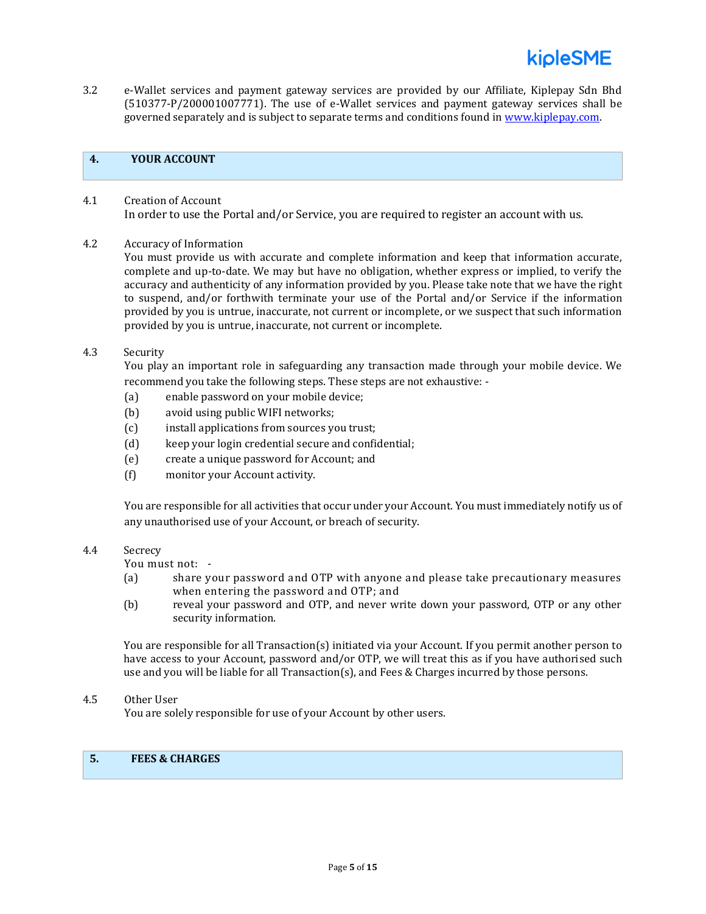3.2 e-Wallet services and payment gateway services are provided by our Affiliate, Kiplepay Sdn Bhd (510377-P/200001007771). The use of e-Wallet services and payment gateway services shall be governed separately and is subject to separate terms and conditions found in [www.kiplepay.com](http://www.kiplepay.com).

## 4. YOUR ACCOUNT

4.1 Creation of Account

In order to use the Portal and/or Service, you are required to register an account with us.

4.2 Accuracy of Information

You must provide us with accurate and complete information and keep that information accurate, complete and up-to-date. We may but have no obligation, whether express or implied, to verify the accuracy and authenticity of any information provided by you. Please take note that we have the right to suspend, and/or forthwith terminate your use of the Portal and/or Service if the information provided by you is untrue, inaccurate, not current or incomplete, or we suspect that such information provided by you is untrue, inaccurate, not current or incomplete.

4.3 Security

You play an important role in safeguarding any transaction made through your mobile device. We recommend you take the following steps. These steps are not exhaustive: -

(a) enable password on your mobile device;
(b) avoid using public WIFI networks;
(c) install applications from sources you trust;
(d) keep your login credential secure and confidential;
(e) create a unique password for Account; and
(f) monitor your Account activity.

You are responsible for all activities that occur under your Account. You must immediately notify us of any unauthorised use of your Account, or breach of security.

4.4 Secrecy

You must not: -

(a) share your password and OTP with anyone and please take precautionary measures when entering the password and OTP; and
(b) reveal your password and OTP, and never write down your password, OTP or any other security information.

You are responsible for all Transaction(s) initiated via your Account. If you permit another person to have access to your Account, password and/or OTP, we will treat this as if you have authorised such use and you will be liable for all Transaction(s), and Fees & Charges incurred by those persons.

4.5 Other User

You are solely responsible for use of your Account by other users.

## 5. FEES & CHARGES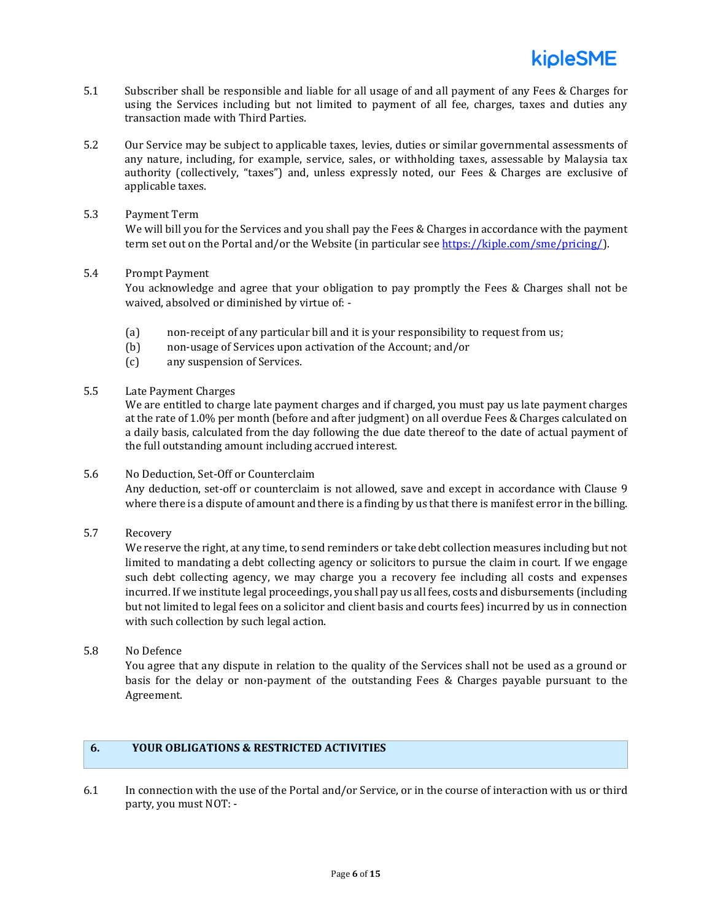5.1 Subscriber shall be responsible and liable for all usage of and all payment of any Fees & Charges for using the Services including but not limited to payment of all fee, charges, taxes and duties any transaction made with Third Parties.

5.2 Our Service may be subject to applicable taxes, levies, duties or similar governmental assessments of any nature, including, for example, service, sales, or withholding taxes, assessable by Malaysia tax authority (collectively, "taxes") and, unless expressly noted, our Fees & Charges are exclusive of applicable taxes.

5.3 Payment Term

We will bill you for the Services and you shall pay the Fees & Charges in accordance with the payment term set out on the Portal and/or the Website (in particular see [https://kiple.com/sme/pricing/](https://kiple.com/sme/pricing/)).

5.4 Prompt Payment

You acknowledge and agree that your obligation to pay promptly the Fees & Charges shall not be waived, absolved or diminished by virtue of: -

(a) non-receipt of any particular bill and it is your responsibility to request from us;
(b) non-usage of Services upon activation of the Account; and/or
(c) any suspension of Services.

5.5 Late Payment Charges

We are entitled to charge late payment charges and if charged, you must pay us late payment charges at the rate of 1.0% per month (before and after judgment) on all overdue Fees & Charges calculated on a daily basis, calculated from the day following the due date thereof to the date of actual payment of the full outstanding amount including accrued interest.

5.6 No Deduction, Set-Off or Counterclaim

Any deduction, set-off or counterclaim is not allowed, save and except in accordance with Clause 9 where there is a dispute of amount and there is a finding by us that there is manifest error in the billing.

5.7 Recovery

We reserve the right, at any time, to send reminders or take debt collection measures including but not limited to mandating a debt collecting agency or solicitors to pursue the claim in court. If we engage such debt collecting agency, we may charge you a recovery fee including all costs and expenses incurred. If we institute legal proceedings, you shall pay us all fees, costs and disbursements (including but not limited to legal fees on a solicitor and client basis and courts fees) incurred by us in connection with such collection by such legal action.

5.8 No Defence

You agree that any dispute in relation to the quality of the Services shall not be used as a ground or basis for the delay or non-payment of the outstanding Fees & Charges payable pursuant to the Agreement.

## 6. YOUR OBLIGATIONS & RESTRICTED ACTIVITIES

6.1 In connection with the use of the Portal and/or Service, or in the course of interaction with us or third party, you must NOT: -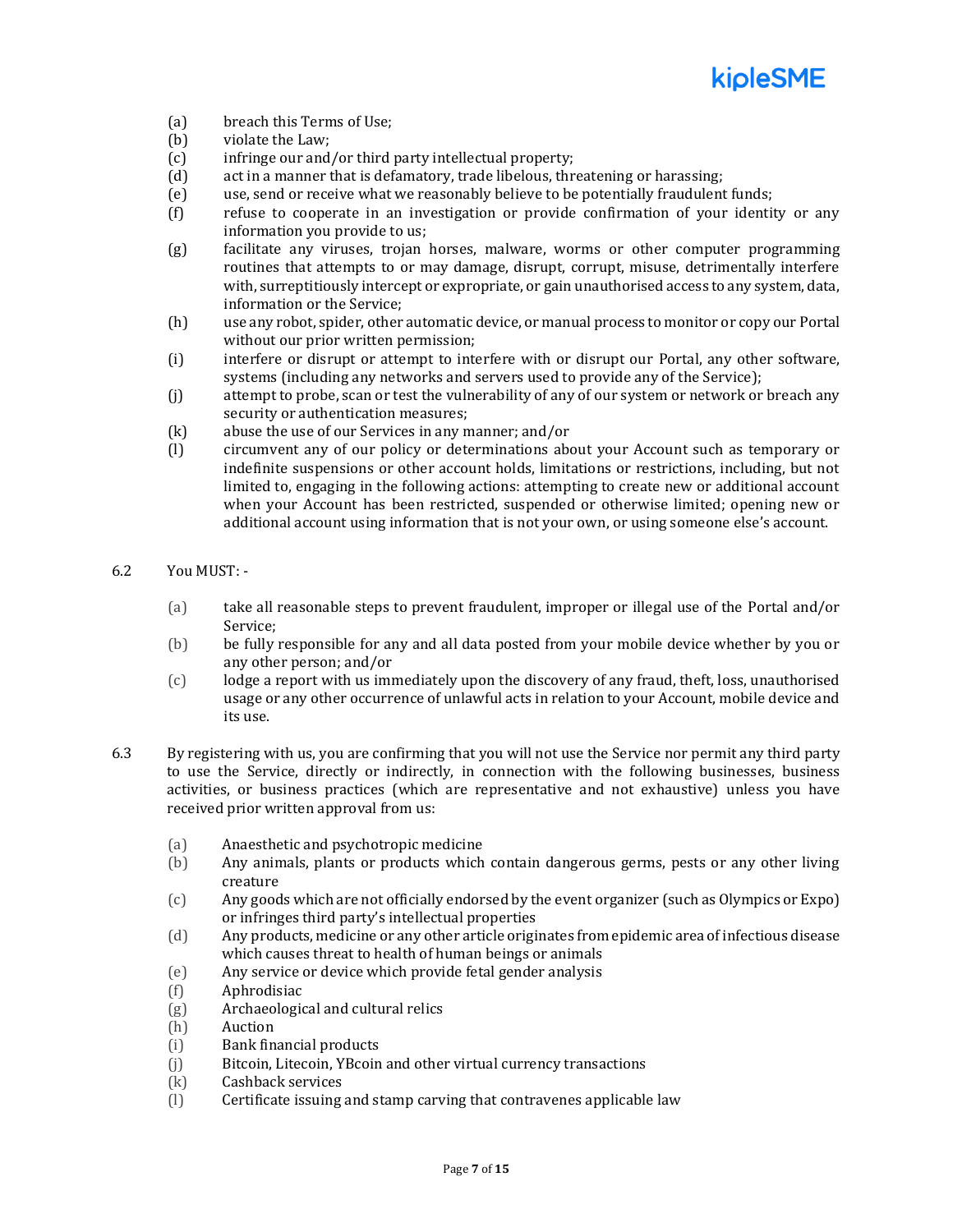(a) breach this Terms of Use;
(b) violate the Law;
(c) infringe our and/or third party intellectual property;
(d) act in a manner that is defamatory, trade libelous, threatening or harassing;
(e) use, send or receive what we reasonably believe to be potentially fraudulent funds;
(f) refuse to cooperate in an investigation or provide confirmation of your identity or any information you provide to us;
(g) facilitate any viruses, trojan horses, malware, worms or other computer programming routines that attempts to or may damage, disrupt, corrupt, misuse, detrimentally interfere with, surreptitiously intercept or expropriate, or gain unauthorised access to any system, data, information or the Service;
(h) use any robot, spider, other automatic device, or manual process to monitor or copy our Portal without our prior written permission;
(i) interfere or disrupt or attempt to interfere with or disrupt our Portal, any other software, systems (including any networks and servers used to provide any of the Service);
(j) attempt to probe, scan or test the vulnerability of any of our system or network or breach any security or authentication measures;
(k) abuse the use of our Services in any manner; and/or
(l) circumvent any of our policy or determinations about your Account such as temporary or indefinite suspensions or other account holds, limitations or restrictions, including, but not limited to, engaging in the following actions: attempting to create new or additional account when your Account has been restricted, suspended or otherwise limited; opening new or additional account using information that is not your own, or using someone else's account.

6.2 You MUST: -

(a) take all reasonable steps to prevent fraudulent, improper or illegal use of the Portal and/or Service;
(b) be fully responsible for any and all data posted from your mobile device whether by you or any other person; and/or
(c) lodge a report with us immediately upon the discovery of any fraud, theft, loss, unauthorised usage or any other occurrence of unlawful acts in relation to your Account, mobile device and its use.

6.3 By registering with us, you are confirming that you will not use the Service nor permit any third party to use the Service, directly or indirectly, in connection with the following businesses, business activities, or business practices (which are representative and not exhaustive) unless you have received prior written approval from us:

(a) Anaesthetic and psychotropic medicine
(b) Any animals, plants or products which contain dangerous germs, pests or any other living creature
(c) Any goods which are not officially endorsed by the event organizer (such as Olympics or Expo) or infringes third party's intellectual properties
(d) Any products, medicine or any other article originates from epidemic area of infectious disease which causes threat to health of human beings or animals
(e) Any service or device which provide fetal gender analysis
(f) Aphrodisiac
(g) Archaeological and cultural relics
(h) Auction
(i) Bank financial products
(j) Bitcoin, Litecoin, YBcoin and other virtual currency transactions
(k) Cashback services
(l) Certificate issuing and stamp carving that contravenes applicable law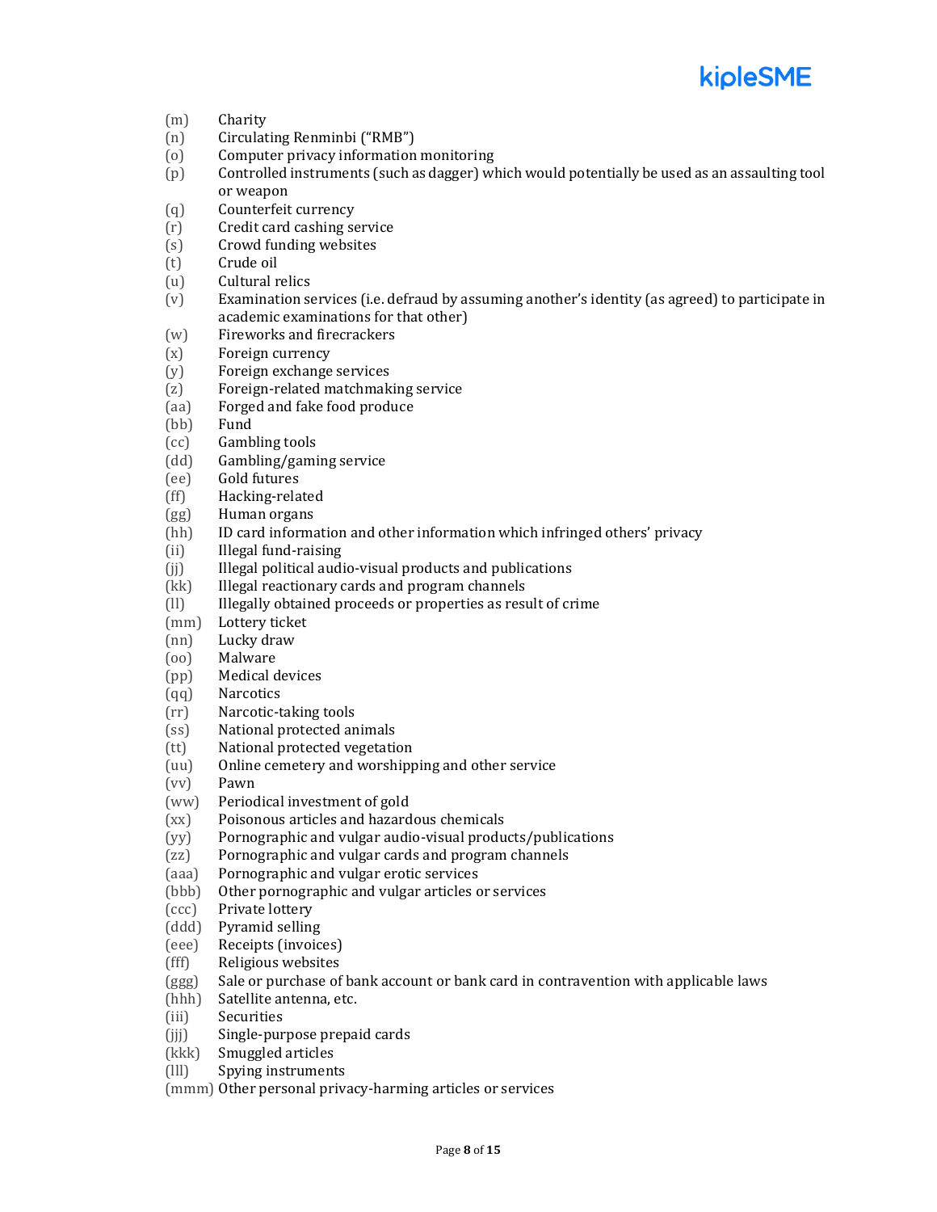(m) Charity
(n) Circulating Renminbi ("RMB")
(o) Computer privacy information monitoring
(p) Controlled instruments (such as dagger) which would potentially be used as an assaulting tool or weapon
(q) Counterfeit currency
(r) Credit card cashing service
(s) Crowd funding websites
(t) Crude oil
(u) Cultural relics
(v) Examination services (i.e. defraud by assuming another's identity (as agreed) to participate in academic examinations for that other)
(w) Fireworks and firecrackers
(x) Foreign currency
(y) Foreign exchange services
(z) Foreign-related matchmaking service
(aa) Forged and fake food produce
(bb) Fund
(cc) Gambling tools
(dd) Gambling/gaming service
(ee) Gold futures
(ff) Hacking-related
(gg) Human organs
(hh) ID card information and other information which infringed others' privacy
(ii) Illegal fund-raising
(jj) Illegal political audio-visual products and publications
(kk) Illegal reactionary cards and program channels
(ll) Illegally obtained proceeds or properties as result of crime
(mm) Lottery ticket
(nn) Lucky draw
(oo) Malware
(pp) Medical devices
(qq) Narcotics
(rr) Narcotic-taking tools
(ss) National protected animals
(tt) National protected vegetation
(uu) Online cemetery and worshipping and other service
(vv) Pawn
(ww) Periodical investment of gold
(xx) Poisonous articles and hazardous chemicals
(yy) Pornographic and vulgar audio-visual products/publications
(zz) Pornographic and vulgar cards and program channels
(aaa) Pornographic and vulgar erotic services
(bbb) Other pornographic and vulgar articles or services
(ccc) Private lottery
(ddd) Pyramid selling
(eee) Receipts (invoices)
(fff) Religious websites
(ggg) Sale or purchase of bank account or bank card in contravention with applicable laws
(hhh) Satellite antenna, etc.
(iii) Securities
(jjj) Single-purpose prepaid cards
(kkk) Smuggled articles
(lll) Spying instruments
(mmm) Other personal privacy-harming articles or services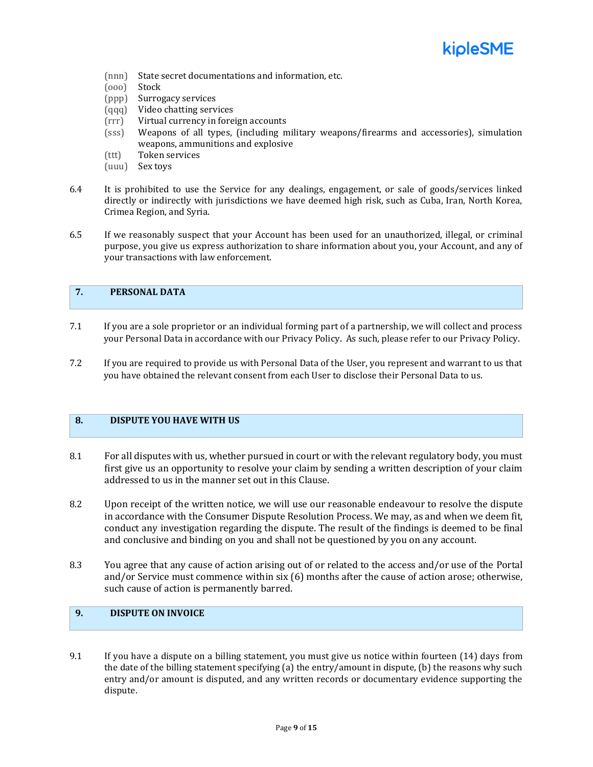(nnn) State secret documentations and information, etc.
(ooo) Stock
(ppp) Surrogacy services
(qqq) Video chatting services
(rrr) Virtual currency in foreign accounts
(sss) Weapons of all types, (including military weapons/firearms and accessories), simulation weapons, ammunitions and explosive
(ttt) Token services
(uuu) Sex toys

6.4 It is prohibited to use the Service for any dealings, engagement, or sale of goods/services linked directly or indirectly with jurisdictions we have deemed high risk, such as Cuba, Iran, North Korea, Crimea Region, and Syria.

6.5 If we reasonably suspect that your Account has been used for an unauthorized, illegal, or criminal purpose, you give us express authorization to share information about you, your Account, and any of your transactions with law enforcement.

## 7. PERSONAL DATA

7.1 If you are a sole proprietor or an individual forming part of a partnership, we will collect and process your Personal Data in accordance with our Privacy Policy. As such, please refer to our Privacy Policy.

7.2 If you are required to provide us with Personal Data of the User, you represent and warrant to us that you have obtained the relevant consent from each User to disclose their Personal Data to us.

## 8. DISPUTE YOU HAVE WITH US

8.1 For all disputes with us, whether pursued in court or with the relevant regulatory body, you must first give us an opportunity to resolve your claim by sending a written description of your claim addressed to us in the manner set out in this Clause.

8.2 Upon receipt of the written notice, we will use our reasonable endeavour to resolve the dispute in accordance with the Consumer Dispute Resolution Process. We may, as and when we deem fit, conduct any investigation regarding the dispute. The result of the findings is deemed to be final and conclusive and binding on you and shall not be questioned by you on any account.

8.3 You agree that any cause of action arising out of or related to the access and/or use of the Portal and/or Service must commence within six (6) months after the cause of action arose; otherwise, such cause of action is permanently barred.

## 9. DISPUTE ON INVOICE

9.1 If you have a dispute on a billing statement, you must give us notice within fourteen (14) days from the date of the billing statement specifying (a) the entry/amount in dispute, (b) the reasons why such entry and/or amount is disputed, and any written records or documentary evidence supporting the dispute.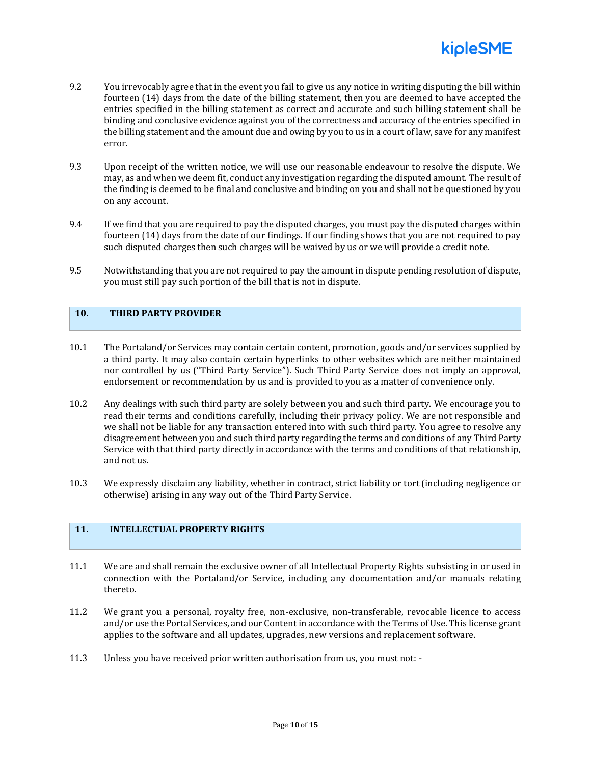9.2 You irrevocably agree that in the event you fail to give us any notice in writing disputing the bill within fourteen (14) days from the date of the billing statement, then you are deemed to have accepted the entries specified in the billing statement as correct and accurate and such billing statement shall be binding and conclusive evidence against you of the correctness and accuracy of the entries specified in the billing statement and the amount due and owing by you to us in a court of law, save for any manifest error.

9.3 Upon receipt of the written notice, we will use our reasonable endeavour to resolve the dispute. We may, as and when we deem fit, conduct any investigation regarding the disputed amount. The result of the finding is deemed to be final and conclusive and binding on you and shall not be questioned by you on any account.

9.4 If we find that you are required to pay the disputed charges, you must pay the disputed charges within fourteen (14) days from the date of our findings. If our finding shows that you are not required to pay such disputed charges then such charges will be waived by us or we will provide a credit note.

9.5 Notwithstanding that you are not required to pay the amount in dispute pending resolution of dispute, you must still pay such portion of the bill that is not in dispute.

## 10. THIRD PARTY PROVIDER

10.1 The Portaland/or Services may contain certain content, promotion, goods and/or services supplied by a third party. It may also contain certain hyperlinks to other websites which are neither maintained nor controlled by us ("Third Party Service"). Such Third Party Service does not imply an approval, endorsement or recommendation by us and is provided to you as a matter of convenience only.

10.2 Any dealings with such third party are solely between you and such third party. We encourage you to read their terms and conditions carefully, including their privacy policy. We are not responsible and we shall not be liable for any transaction entered into with such third party. You agree to resolve any disagreement between you and such third party regarding the terms and conditions of any Third Party Service with that third party directly in accordance with the terms and conditions of that relationship, and not us.

10.3 We expressly disclaim any liability, whether in contract, strict liability or tort (including negligence or otherwise) arising in any way out of the Third Party Service.

## 11. INTELLECTUAL PROPERTY RIGHTS

11.1 We are and shall remain the exclusive owner of all Intellectual Property Rights subsisting in or used in connection with the Portaland/or Service, including any documentation and/or manuals relating thereto.

11.2 We grant you a personal, royalty free, non-exclusive, non-transferable, revocable licence to access and/or use the Portal Services, and our Content in accordance with the Terms of Use. This license grant applies to the software and all updates, upgrades, new versions and replacement software.

11.3 Unless you have received prior written authorisation from us, you must not: -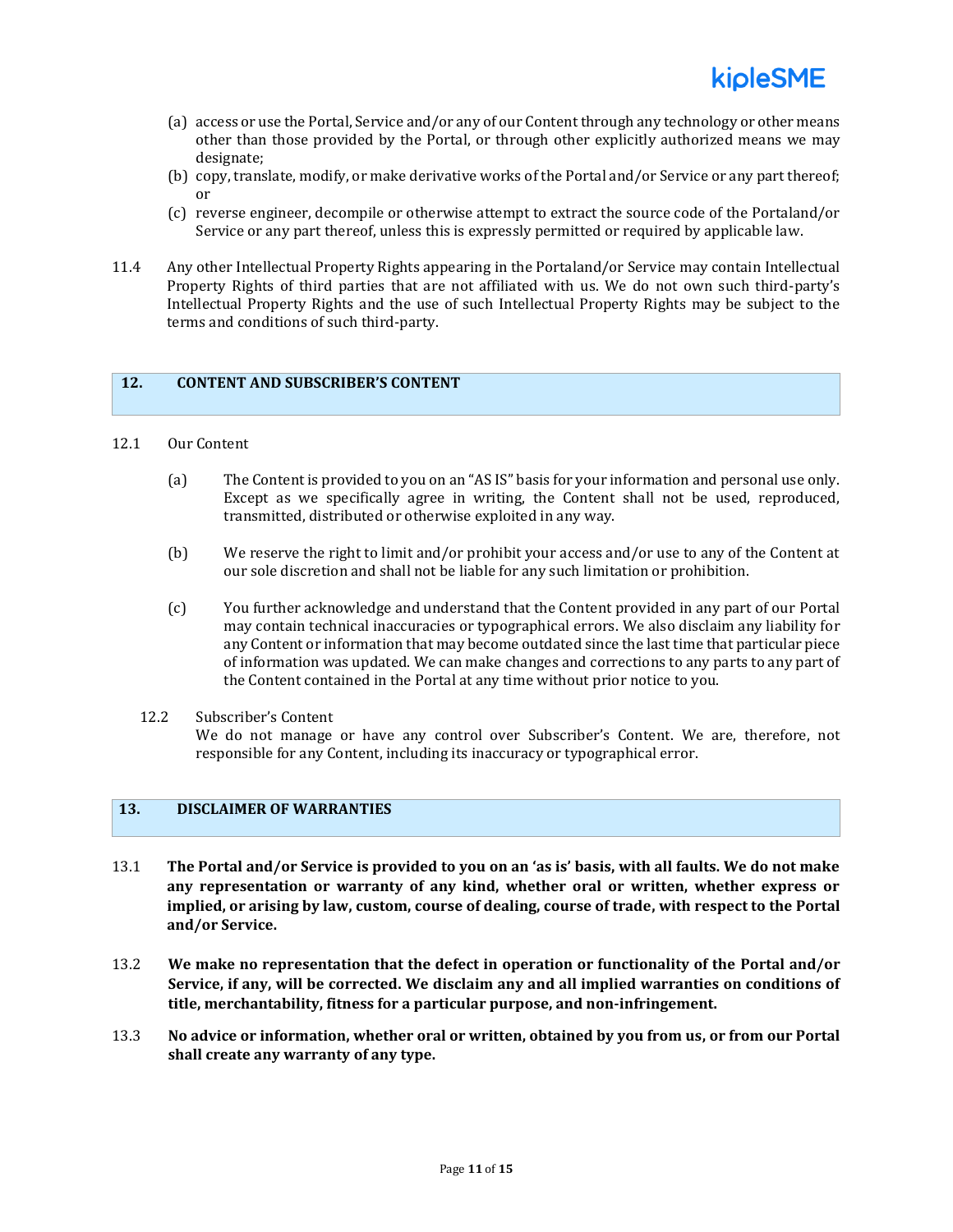(a) access or use the Portal, Service and/or any of our Content through any technology or other means other than those provided by the Portal, or through other explicitly authorized means we may designate;

(b) copy, translate, modify, or make derivative works of the Portal and/or Service or any part thereof; or

(c) reverse engineer, decompile or otherwise attempt to extract the source code of the Portaland/or Service or any part thereof, unless this is expressly permitted or required by applicable law.

11.4 Any other Intellectual Property Rights appearing in the Portaland/or Service may contain Intellectual Property Rights of third parties that are not affiliated with us. We do not own such third-party's Intellectual Property Rights and the use of such Intellectual Property Rights may be subject to the terms and conditions of such third-party.

## 12. CONTENT AND SUBSCRIBER'S CONTENT

12.1 Our Content

(a) The Content is provided to you on an "AS IS" basis for your information and personal use only. Except as we specifically agree in writing, the Content shall not be used, reproduced, transmitted, distributed or otherwise exploited in any way.

(b) We reserve the right to limit and/or prohibit your access and/or use to any of the Content at our sole discretion and shall not be liable for any such limitation or prohibition.

(c) You further acknowledge and understand that the Content provided in any part of our Portal may contain technical inaccuracies or typographical errors. We also disclaim any liability for any Content or information that may become outdated since the last time that particular piece of information was updated. We can make changes and corrections to any parts to any part of the Content contained in the Portal at any time without prior notice to you.

12.2 Subscriber's Content

We do not manage or have any control over Subscriber's Content. We are, therefore, not responsible for any Content, including its inaccuracy or typographical error.

## 13. DISCLAIMER OF WARRANTIES

13.1 **The Portal and/or Service is provided to you on an 'as is' basis, with all faults. We do not make any representation or warranty of any kind, whether oral or written, whether express or implied, or arising by law, custom, course of dealing, course of trade, with respect to the Portal and/or Service.**

13.2 **We make no representation that the defect in operation or functionality of the Portal and/or Service, if any, will be corrected. We disclaim any and all implied warranties on conditions of title, merchantability, fitness for a particular purpose, and non-infringement.**

13.3 **No advice or information, whether oral or written, obtained by you from us, or from our Portal shall create any warranty of any type.**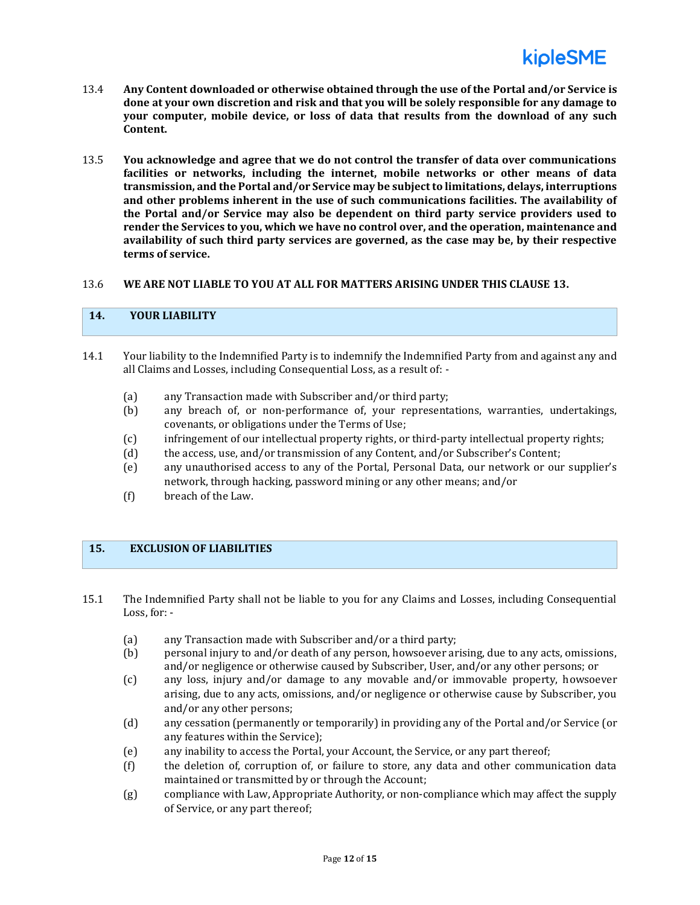13.4 **Any Content downloaded or otherwise obtained through the use of the Portal and/or Service is done at your own discretion and risk and that you will be solely responsible for any damage to your computer, mobile device, or loss of data that results from the download of any such Content.**

13.5 **You acknowledge and agree that we do not control the transfer of data over communications facilities or networks, including the internet, mobile networks or other means of data transmission, and the Portal and/or Service may be subject to limitations, delays, interruptions and other problems inherent in the use of such communications facilities. The availability of the Portal and/or Service may also be dependent on third party service providers used to render the Services to you, which we have no control over, and the operation, maintenance and availability of such third party services are governed, as the case may be, by their respective terms of service.**

13.6 **WE ARE NOT LIABLE TO YOU AT ALL FOR MATTERS ARISING UNDER THIS CLAUSE 13.**

## 14. YOUR LIABILITY

14.1 Your liability to the Indemnified Party is to indemnify the Indemnified Party from and against any and all Claims and Losses, including Consequential Loss, as a result of: -

- (a) any Transaction made with Subscriber and/or third party;
- (b) any breach of, or non-performance of, your representations, warranties, undertakings, covenants, or obligations under the Terms of Use;
- (c) infringement of our intellectual property rights, or third-party intellectual property rights;
- (d) the access, use, and/or transmission of any Content, and/or Subscriber's Content;
- (e) any unauthorised access to any of the Portal, Personal Data, our network or our supplier's network, through hacking, password mining or any other means; and/or
- (f) breach of the Law.

## 15. EXCLUSION OF LIABILITIES

15.1 The Indemnified Party shall not be liable to you for any Claims and Losses, including Consequential Loss, for: -

- (a) any Transaction made with Subscriber and/or a third party;
- (b) personal injury to and/or death of any person, howsoever arising, due to any acts, omissions, and/or negligence or otherwise caused by Subscriber, User, and/or any other persons; or
- (c) any loss, injury and/or damage to any movable and/or immovable property, howsoever arising, due to any acts, omissions, and/or negligence or otherwise cause by Subscriber, you and/or any other persons;
- (d) any cessation (permanently or temporarily) in providing any of the Portal and/or Service (or any features within the Service);
- (e) any inability to access the Portal, your Account, the Service, or any part thereof;
- (f) the deletion of, corruption of, or failure to store, any data and other communication data maintained or transmitted by or through the Account;
- (g) compliance with Law, Appropriate Authority, or non-compliance which may affect the supply of Service, or any part thereof;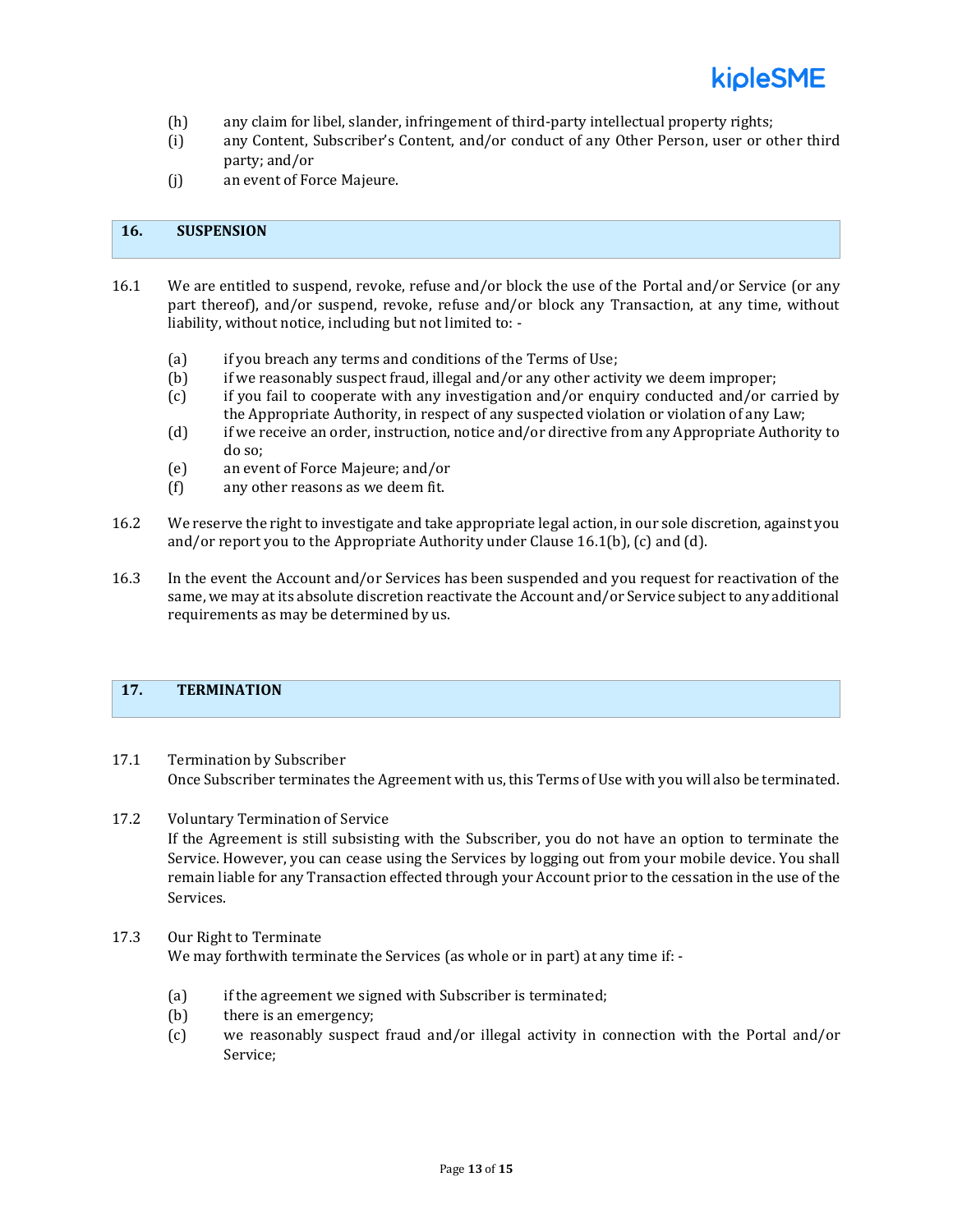(h) any claim for libel, slander, infringement of third-party intellectual property rights;
(i) any Content, Subscriber's Content, and/or conduct of any Other Person, user or other third party; and/or
(j) an event of Force Majeure.

## 16. SUSPENSION

16.1 We are entitled to suspend, revoke, refuse and/or block the use of the Portal and/or Service (or any part thereof), and/or suspend, revoke, refuse and/or block any Transaction, at any time, without liability, without notice, including but not limited to: -

(a) if you breach any terms and conditions of the Terms of Use;
(b) if we reasonably suspect fraud, illegal and/or any other activity we deem improper;
(c) if you fail to cooperate with any investigation and/or enquiry conducted and/or carried by the Appropriate Authority, in respect of any suspected violation or violation of any Law;
(d) if we receive an order, instruction, notice and/or directive from any Appropriate Authority to do so;
(e) an event of Force Majeure; and/or
(f) any other reasons as we deem fit.

16.2 We reserve the right to investigate and take appropriate legal action, in our sole discretion, against you and/or report you to the Appropriate Authority under Clause 16.1(b), (c) and (d).

16.3 In the event the Account and/or Services has been suspended and you request for reactivation of the same, we may at its absolute discretion reactivate the Account and/or Service subject to any additional requirements as may be determined by us.

## 17. TERMINATION

17.1 Termination by Subscriber
Once Subscriber terminates the Agreement with us, this Terms of Use with you will also be terminated.

17.2 Voluntary Termination of Service
If the Agreement is still subsisting with the Subscriber, you do not have an option to terminate the Service. However, you can cease using the Services by logging out from your mobile device. You shall remain liable for any Transaction effected through your Account prior to the cessation in the use of the Services.

17.3 Our Right to Terminate
We may forthwith terminate the Services (as whole or in part) at any time if: -

(a) if the agreement we signed with Subscriber is terminated;
(b) there is an emergency;
(c) we reasonably suspect fraud and/or illegal activity in connection with the Portal and/or Service;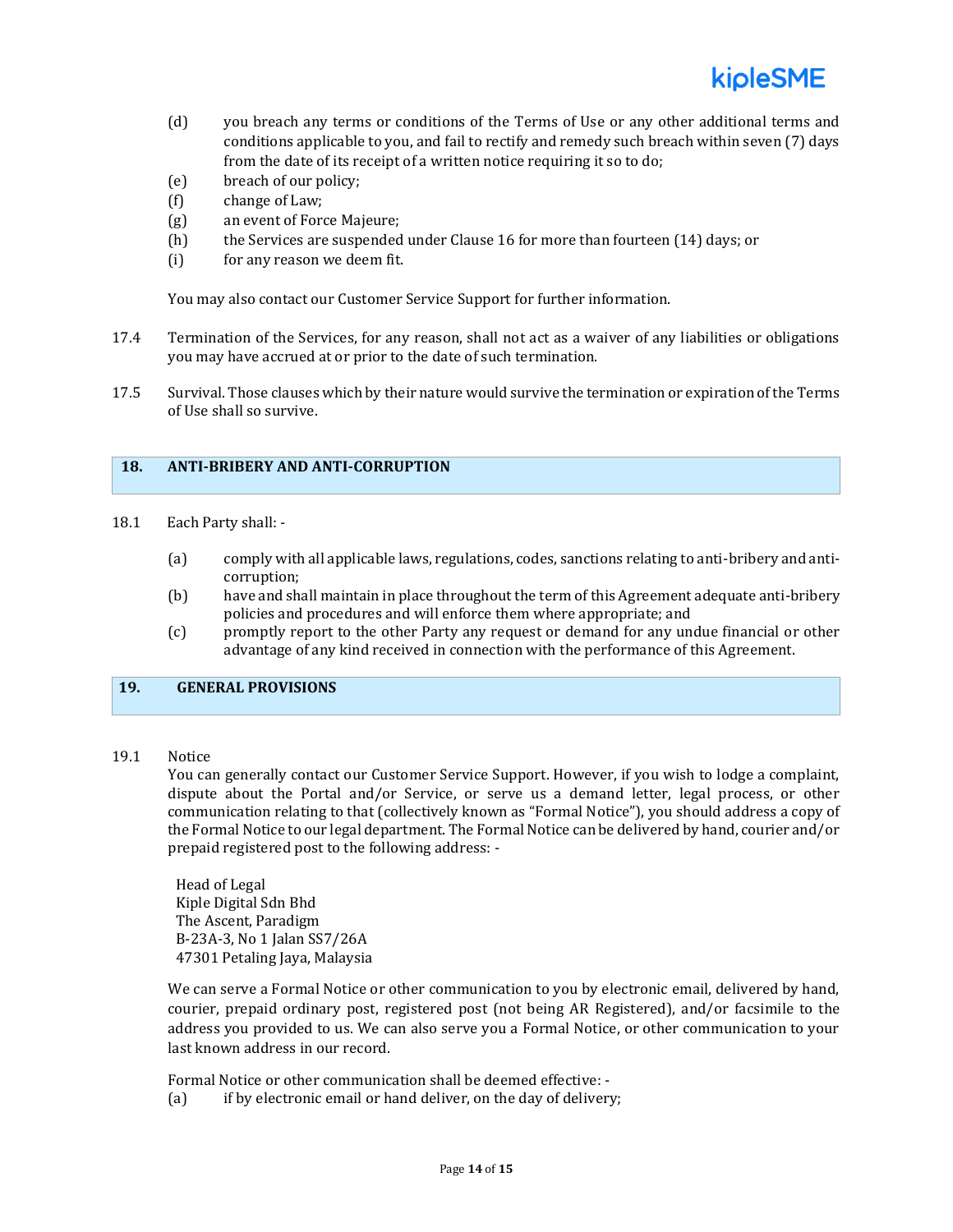(d) you breach any terms or conditions of the Terms of Use or any other additional terms and conditions applicable to you, and fail to rectify and remedy such breach within seven (7) days from the date of its receipt of a written notice requiring it so to do;

(e) breach of our policy;

(f) change of Law;

(g) an event of Force Majeure;

(h) the Services are suspended under Clause 16 for more than fourteen (14) days; or

(i) for any reason we deem fit.

You may also contact our Customer Service Support for further information.

17.4 Termination of the Services, for any reason, shall not act as a waiver of any liabilities or obligations you may have accrued at or prior to the date of such termination.

17.5 Survival. Those clauses which by their nature would survive the termination or expiration of the Terms of Use shall so survive.

## 18. ANTI-BRIBERY AND ANTI-CORRUPTION

18.1 Each Party shall: -

(a) comply with all applicable laws, regulations, codes, sanctions relating to anti-bribery and anti-corruption;

(b) have and shall maintain in place throughout the term of this Agreement adequate anti-bribery policies and procedures and will enforce them where appropriate; and

(c) promptly report to the other Party any request or demand for any undue financial or other advantage of any kind received in connection with the performance of this Agreement.

## 19. GENERAL PROVISIONS

19.1 Notice

You can generally contact our Customer Service Support. However, if you wish to lodge a complaint, dispute about the Portal and/or Service, or serve us a demand letter, legal process, or other communication relating to that (collectively known as "Formal Notice"), you should address a copy of the Formal Notice to our legal department. The Formal Notice can be delivered by hand, courier and/or prepaid registered post to the following address: -

Head of Legal
Kiple Digital Sdn Bhd
The Ascent, Paradigm
B-23A-3, No 1 Jalan SS7/26A
47301 Petaling Jaya, Malaysia

We can serve a Formal Notice or other communication to you by electronic email, delivered by hand, courier, prepaid ordinary post, registered post (not being AR Registered), and/or facsimile to the address you provided to us. We can also serve you a Formal Notice, or other communication to your last known address in our record.

Formal Notice or other communication shall be deemed effective: -

(a) if by electronic email or hand deliver, on the day of delivery;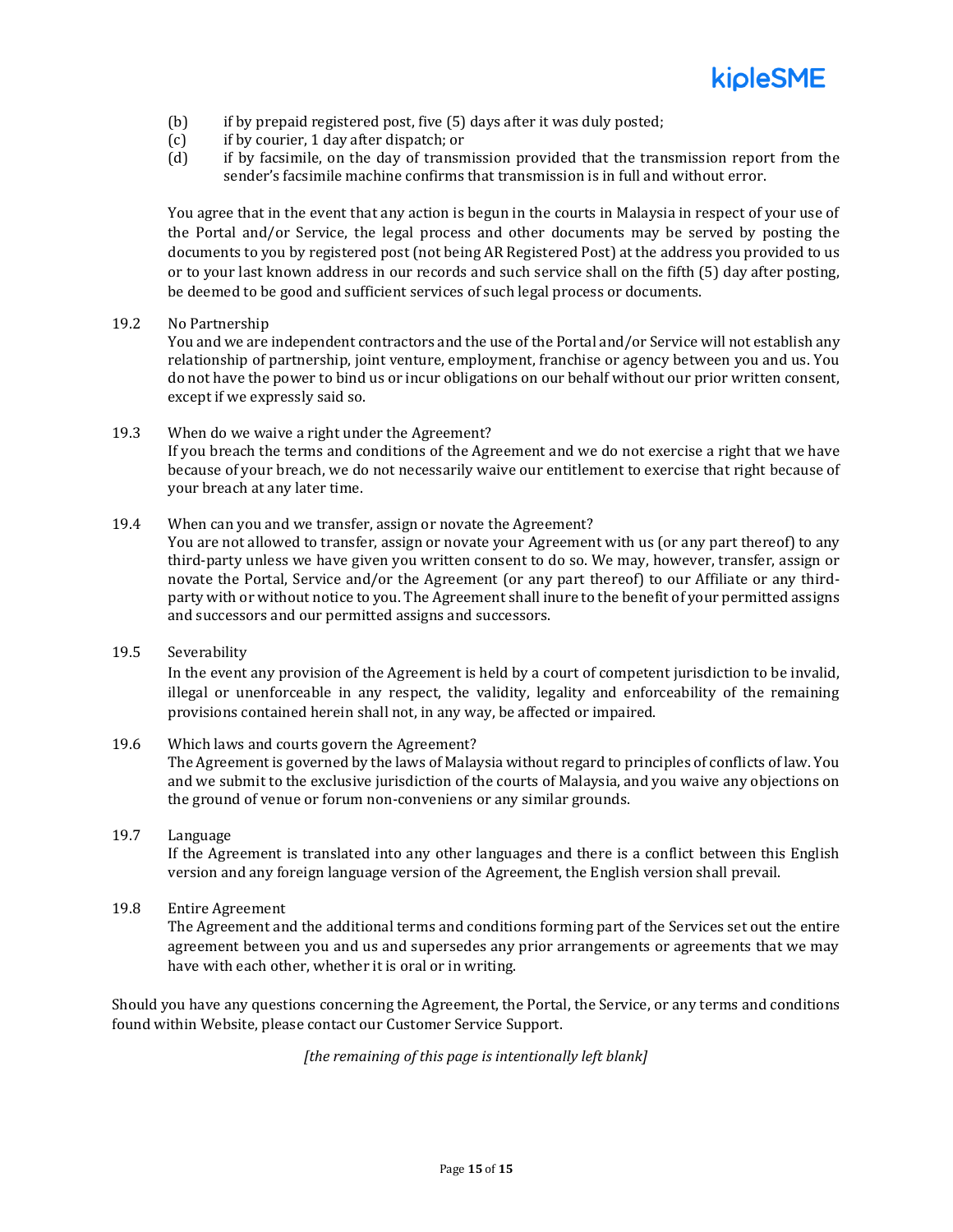(b) if by prepaid registered post, five (5) days after it was duly posted;
(c) if by courier, 1 day after dispatch; or
(d) if by facsimile, on the day of transmission provided that the transmission report from the sender's facsimile machine confirms that transmission is in full and without error.

You agree that in the event that any action is begun in the courts in Malaysia in respect of your use of the Portal and/or Service, the legal process and other documents may be served by posting the documents to you by registered post (not being AR Registered Post) at the address you provided to us or to your last known address in our records and such service shall on the fifth (5) day after posting, be deemed to be good and sufficient services of such legal process or documents.

19.2 No Partnership

You and we are independent contractors and the use of the Portal and/or Service will not establish any relationship of partnership, joint venture, employment, franchise or agency between you and us. You do not have the power to bind us or incur obligations on our behalf without our prior written consent, except if we expressly said so.

19.3 When do we waive a right under the Agreement?

If you breach the terms and conditions of the Agreement and we do not exercise a right that we have because of your breach, we do not necessarily waive our entitlement to exercise that right because of your breach at any later time.

19.4 When can you and we transfer, assign or novate the Agreement?

You are not allowed to transfer, assign or novate your Agreement with us (or any part thereof) to any third-party unless we have given you written consent to do so. We may, however, transfer, assign or novate the Portal, Service and/or the Agreement (or any part thereof) to our Affiliate or any third-party with or without notice to you. The Agreement shall inure to the benefit of your permitted assigns and successors and our permitted assigns and successors.

19.5 Severability

In the event any provision of the Agreement is held by a court of competent jurisdiction to be invalid, illegal or unenforceable in any respect, the validity, legality and enforceability of the remaining provisions contained herein shall not, in any way, be affected or impaired.

19.6 Which laws and courts govern the Agreement?

The Agreement is governed by the laws of Malaysia without regard to principles of conflicts of law. You and we submit to the exclusive jurisdiction of the courts of Malaysia, and you waive any objections on the ground of venue or forum non-conveniens or any similar grounds.

19.7 Language

If the Agreement is translated into any other languages and there is a conflict between this English version and any foreign language version of the Agreement, the English version shall prevail.

19.8 Entire Agreement

The Agreement and the additional terms and conditions forming part of the Services set out the entire agreement between you and us and supersedes any prior arrangements or agreements that we may have with each other, whether it is oral or in writing.

Should you have any questions concerning the Agreement, the Portal, the Service, or any terms and conditions found within Website, please contact our Customer Service Support.

*[the remaining of this page is intentionally left blank]*